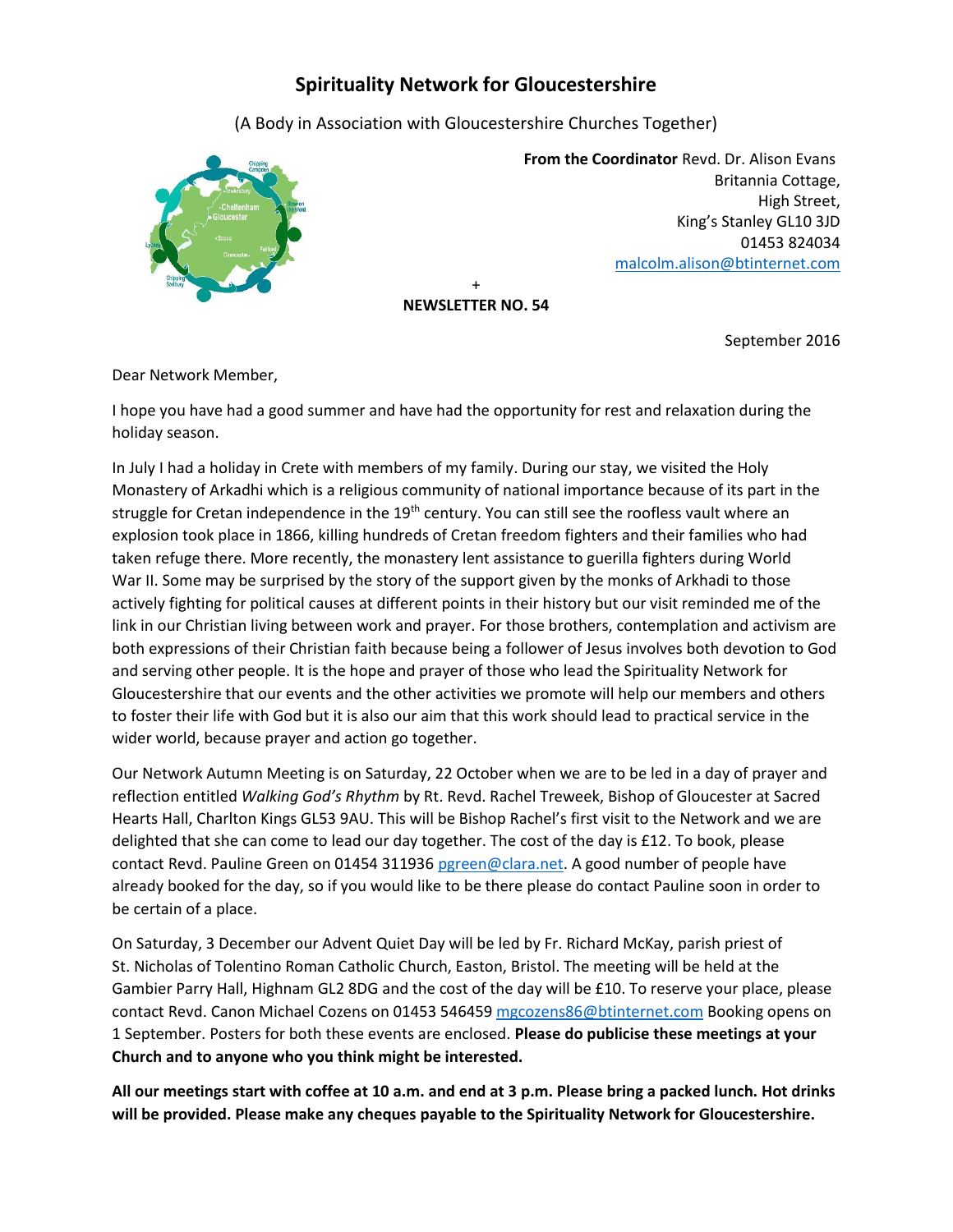# Spirituality Network for Gloucestershire

(A Body in Association with Gloucestershire Churches Together)

**From the Coordinator** Revd. Dr. Alison Evans
Britannia Cottage,
High Street,
King's Stanley GL10 3JD
01453 824034
malcolm.alison@btinternet.com

+

**NEWSLETTER NO. 54**

September 2016

Dear Network Member,

I hope you have had a good summer and have had the opportunity for rest and relaxation during the holiday season.

In July I had a holiday in Crete with members of my family. During our stay, we visited the Holy Monastery of Arkadhi which is a religious community of national importance because of its part in the struggle for Cretan independence in the 19th century. You can still see the roofless vault where an explosion took place in 1866, killing hundreds of Cretan freedom fighters and their families who had taken refuge there. More recently, the monastery lent assistance to guerilla fighters during World War II. Some may be surprised by the story of the support given by the monks of Arkhadi to those actively fighting for political causes at different points in their history but our visit reminded me of the link in our Christian living between work and prayer. For those brothers, contemplation and activism are both expressions of their Christian faith because being a follower of Jesus involves both devotion to God and serving other people. It is the hope and prayer of those who lead the Spirituality Network for Gloucestershire that our events and the other activities we promote will help our members and others to foster their life with God but it is also our aim that this work should lead to practical service in the wider world, because prayer and action go together.

Our Network Autumn Meeting is on Saturday, 22 October when we are to be led in a day of prayer and reflection entitled *Walking God's Rhythm* by Rt. Revd. Rachel Treweek, Bishop of Gloucester at Sacred Hearts Hall, Charlton Kings GL53 9AU. This will be Bishop Rachel's first visit to the Network and we are delighted that she can come to lead our day together. The cost of the day is £12. To book, please contact Revd. Pauline Green on 01454 311936 pgreen@clara.net. A good number of people have already booked for the day, so if you would like to be there please do contact Pauline soon in order to be certain of a place.

On Saturday, 3 December our Advent Quiet Day will be led by Fr. Richard McKay, parish priest of St. Nicholas of Tolentino Roman Catholic Church, Easton, Bristol. The meeting will be held at the Gambier Parry Hall, Highnam GL2 8DG and the cost of the day will be £10. To reserve your place, please contact Revd. Canon Michael Cozens on 01453 546459 mgcozens86@btinternet.com Booking opens on 1 September. Posters for both these events are enclosed. **Please do publicise these meetings at your Church and to anyone who you think might be interested.**

**All our meetings start with coffee at 10 a.m. and end at 3 p.m. Please bring a packed lunch. Hot drinks will be provided. Please make any cheques payable to the Spirituality Network for Gloucestershire.**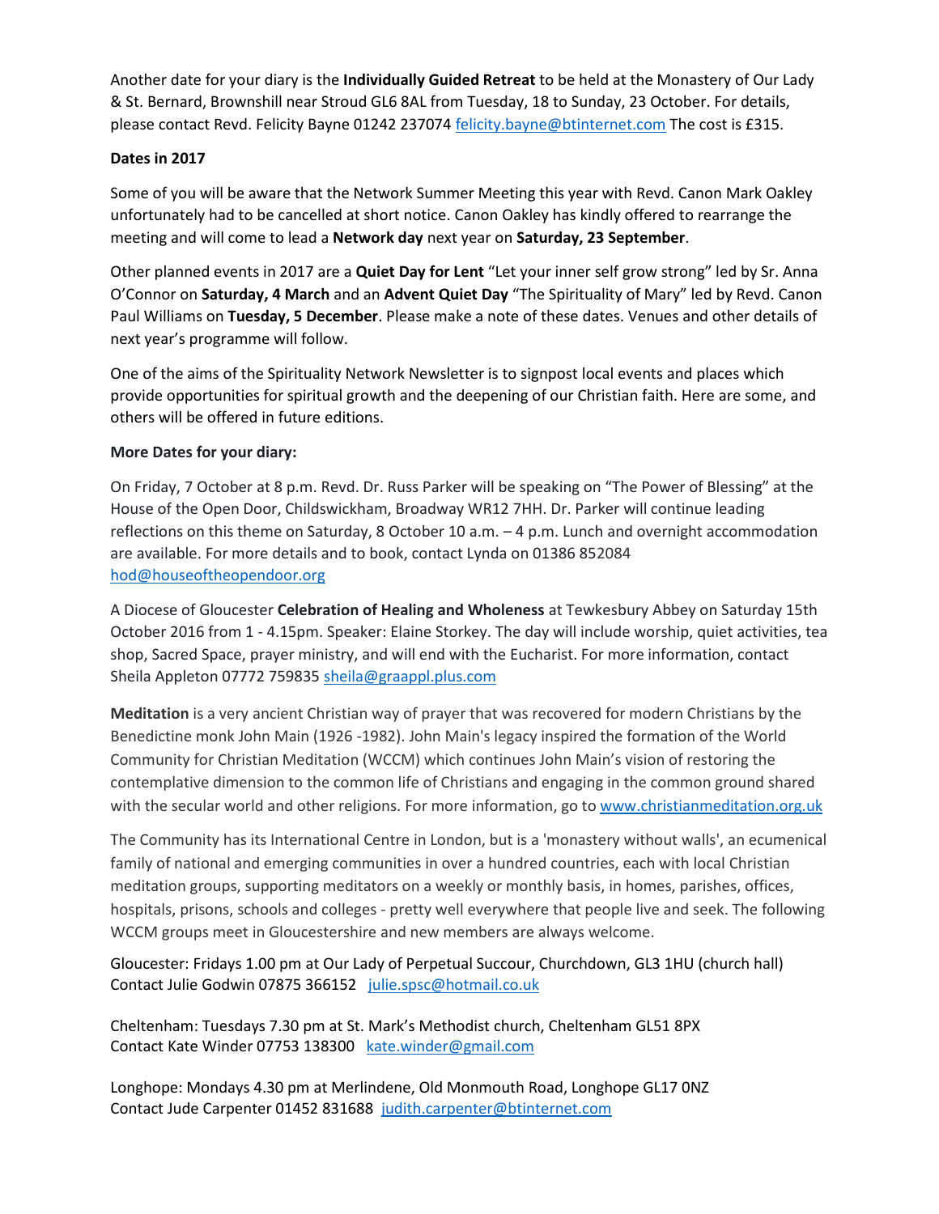Another date for your diary is the **Individually Guided Retreat** to be held at the Monastery of Our Lady & St. Bernard, Brownshill near Stroud GL6 8AL from Tuesday, 18 to Sunday, 23 October. For details, please contact Revd. Felicity Bayne 01242 237074 felicity.bayne@btinternet.com The cost is £315.

**Dates in 2017**

Some of you will be aware that the Network Summer Meeting this year with Revd. Canon Mark Oakley unfortunately had to be cancelled at short notice. Canon Oakley has kindly offered to rearrange the meeting and will come to lead a **Network day** next year on **Saturday, 23 September**.

Other planned events in 2017 are a **Quiet Day for Lent** "Let your inner self grow strong" led by Sr. Anna O'Connor on **Saturday, 4 March** and an **Advent Quiet Day** "The Spirituality of Mary" led by Revd. Canon Paul Williams on **Tuesday, 5 December**. Please make a note of these dates. Venues and other details of next year's programme will follow.

One of the aims of the Spirituality Network Newsletter is to signpost local events and places which provide opportunities for spiritual growth and the deepening of our Christian faith. Here are some, and others will be offered in future editions.

**More Dates for your diary:**

On Friday, 7 October at 8 p.m. Revd. Dr. Russ Parker will be speaking on "The Power of Blessing" at the House of the Open Door, Childswickham, Broadway WR12 7HH. Dr. Parker will continue leading reflections on this theme on Saturday, 8 October 10 a.m. – 4 p.m. Lunch and overnight accommodation are available. For more details and to book, contact Lynda on 01386 852084 hod@houseoftheopendoor.org

A Diocese of Gloucester **Celebration of Healing and Wholeness** at Tewkesbury Abbey on Saturday 15th October 2016 from 1 - 4.15pm. Speaker: Elaine Storkey. The day will include worship, quiet activities, tea shop, Sacred Space, prayer ministry, and will end with the Eucharist. For more information, contact Sheila Appleton 07772 759835 sheila@graappl.plus.com

**Meditation** is a very ancient Christian way of prayer that was recovered for modern Christians by the Benedictine monk John Main (1926 -1982). John Main's legacy inspired the formation of the World Community for Christian Meditation (WCCM) which continues John Main's vision of restoring the contemplative dimension to the common life of Christians and engaging in the common ground shared with the secular world and other religions. For more information, go to www.christianmeditation.org.uk

The Community has its International Centre in London, but is a 'monastery without walls', an ecumenical family of national and emerging communities in over a hundred countries, each with local Christian meditation groups, supporting meditators on a weekly or monthly basis, in homes, parishes, offices, hospitals, prisons, schools and colleges - pretty well everywhere that people live and seek. The following WCCM groups meet in Gloucestershire and new members are always welcome.

Gloucester: Fridays 1.00 pm at Our Lady of Perpetual Succour, Churchdown, GL3 1HU (church hall)
Contact Julie Godwin 07875 366152 julie.spsc@hotmail.co.uk

Cheltenham: Tuesdays 7.30 pm at St. Mark's Methodist church, Cheltenham GL51 8PX
Contact Kate Winder 07753 138300 kate.winder@gmail.com

Longhope: Mondays 4.30 pm at Merlindene, Old Monmouth Road, Longhope GL17 0NZ
Contact Jude Carpenter 01452 831688 judith.carpenter@btinternet.com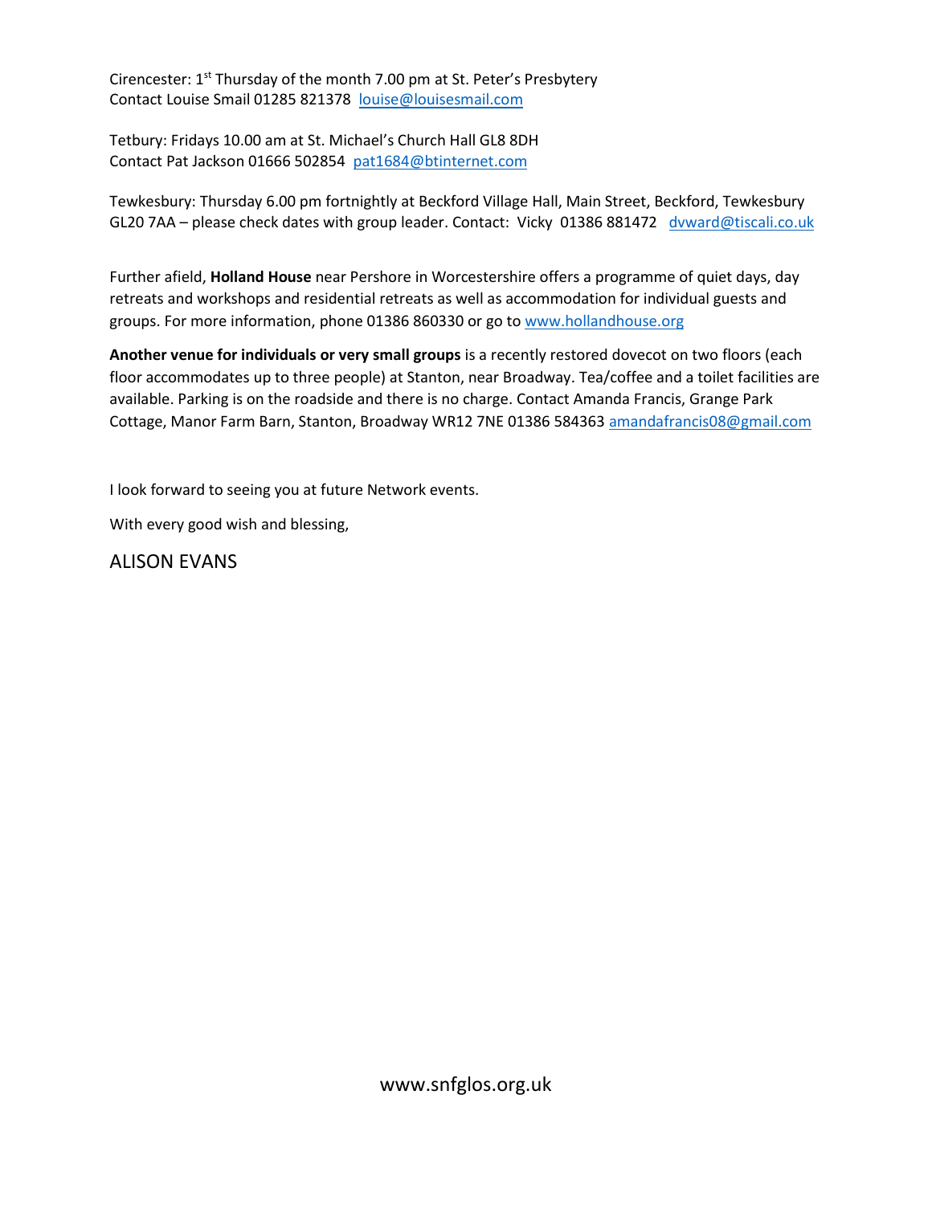Cirencester: 1st Thursday of the month 7.00 pm at St. Peter's Presbytery
Contact Louise Smail 01285 821378 louise@louisesmail.com

Tetbury: Fridays 10.00 am at St. Michael's Church Hall GL8 8DH
Contact Pat Jackson 01666 502854 pat1684@btinternet.com

Tewkesbury: Thursday 6.00 pm fortnightly at Beckford Village Hall, Main Street, Beckford, Tewkesbury GL20 7AA – please check dates with group leader. Contact: Vicky 01386 881472 dvward@tiscali.co.uk

Further afield, **Holland House** near Pershore in Worcestershire offers a programme of quiet days, day retreats and workshops and residential retreats as well as accommodation for individual guests and groups. For more information, phone 01386 860330 or go to www.hollandhouse.org

**Another venue for individuals or very small groups** is a recently restored dovecot on two floors (each floor accommodates up to three people) at Stanton, near Broadway. Tea/coffee and a toilet facilities are available. Parking is on the roadside and there is no charge. Contact Amanda Francis, Grange Park Cottage, Manor Farm Barn, Stanton, Broadway WR12 7NE 01386 584363 amandafrancis08@gmail.com

I look forward to seeing you at future Network events.

With every good wish and blessing,

ALISON EVANS

www.snfglos.org.uk